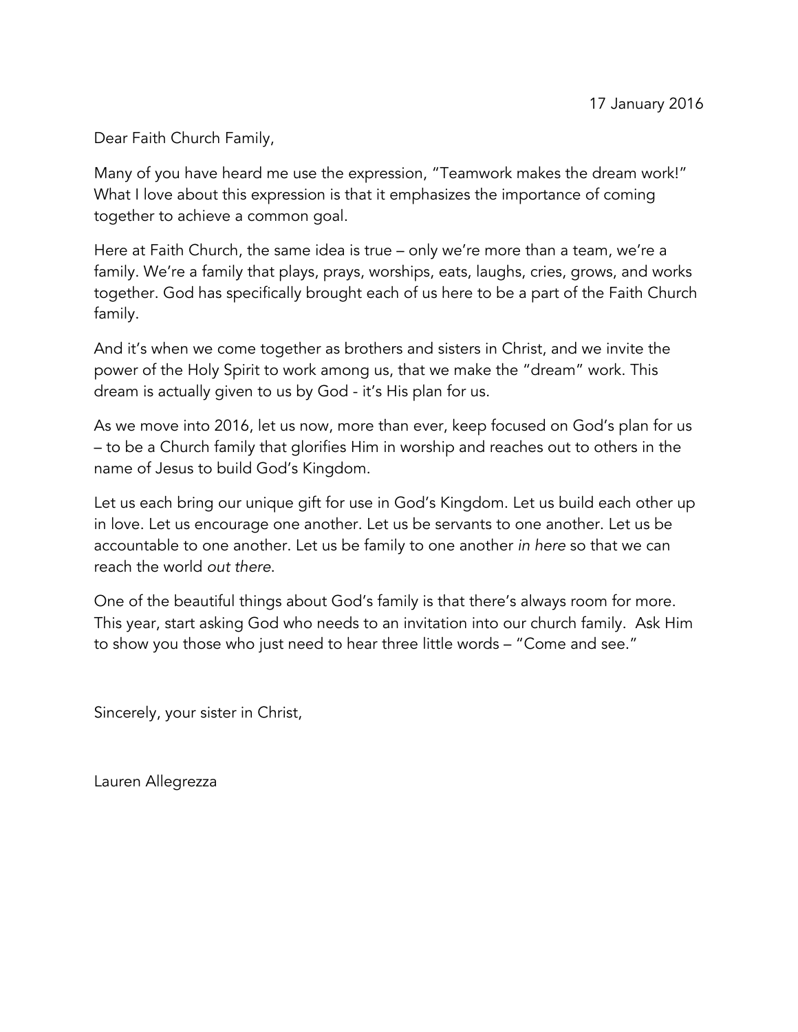17 January 2016

Dear Faith Church Family,

Many of you have heard me use the expression, "Teamwork makes the dream work!" What I love about this expression is that it emphasizes the importance of coming together to achieve a common goal.

Here at Faith Church, the same idea is true – only we're more than a team, we're a family. We're a family that plays, prays, worships, eats, laughs, cries, grows, and works together. God has specifically brought each of us here to be a part of the Faith Church family.

And it's when we come together as brothers and sisters in Christ, and we invite the power of the Holy Spirit to work among us, that we make the "dream" work. This dream is actually given to us by God - it's His plan for us.

As we move into 2016, let us now, more than ever, keep focused on God's plan for us – to be a Church family that glorifies Him in worship and reaches out to others in the name of Jesus to build God's Kingdom.

Let us each bring our unique gift for use in God's Kingdom. Let us build each other up in love. Let us encourage one another. Let us be servants to one another. Let us be accountable to one another. Let us be family to one another *in here* so that we can reach the world *out there*.

One of the beautiful things about God's family is that there's always room for more. This year, start asking God who needs to an invitation into our church family. Ask Him to show you those who just need to hear three little words – "Come and see."

Sincerely, your sister in Christ,

Lauren Allegrezza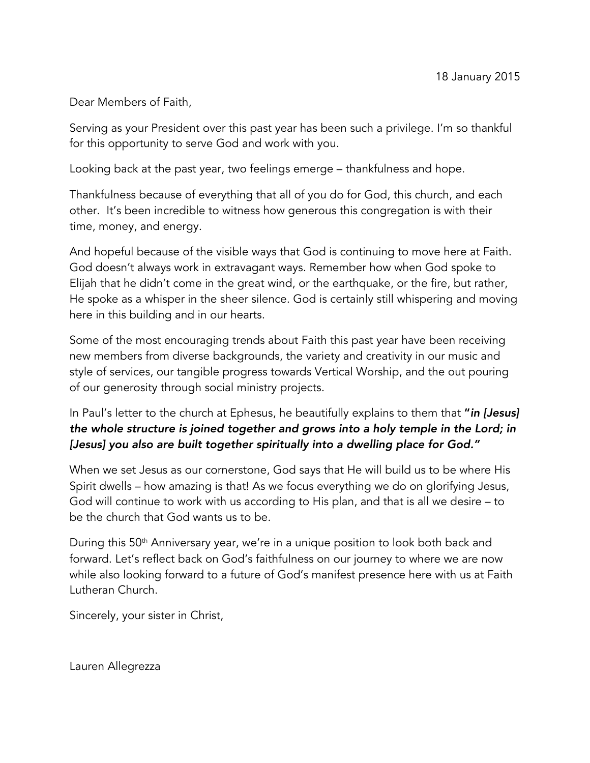18 January 2015

Dear Members of Faith,

Serving as your President over this past year has been such a privilege. I'm so thankful for this opportunity to serve God and work with you.

Looking back at the past year, two feelings emerge – thankfulness and hope.

Thankfulness because of everything that all of you do for God, this church, and each other. It's been incredible to witness how generous this congregation is with their time, money, and energy.

And hopeful because of the visible ways that God is continuing to move here at Faith. God doesn't always work in extravagant ways. Remember how when God spoke to Elijah that he didn't come in the great wind, or the earthquake, or the fire, but rather, He spoke as a whisper in the sheer silence. God is certainly still whispering and moving here in this building and in our hearts.

Some of the most encouraging trends about Faith this past year have been receiving new members from diverse backgrounds, the variety and creativity in our music and style of services, our tangible progress towards Vertical Worship, and the out pouring of our generosity through social ministry projects.

In Paul's letter to the church at Ephesus, he beautifully explains to them that ***"in [Jesus] the whole structure is joined together and grows into a holy temple in the Lord; in [Jesus] you also are built together spiritually into a dwelling place for God."***

When we set Jesus as our cornerstone, God says that He will build us to be where His Spirit dwells – how amazing is that! As we focus everything we do on glorifying Jesus, God will continue to work with us according to His plan, and that is all we desire – to be the church that God wants us to be.

During this 50th Anniversary year, we're in a unique position to look both back and forward. Let's reflect back on God's faithfulness on our journey to where we are now while also looking forward to a future of God's manifest presence here with us at Faith Lutheran Church.

Sincerely, your sister in Christ,

Lauren Allegrezza